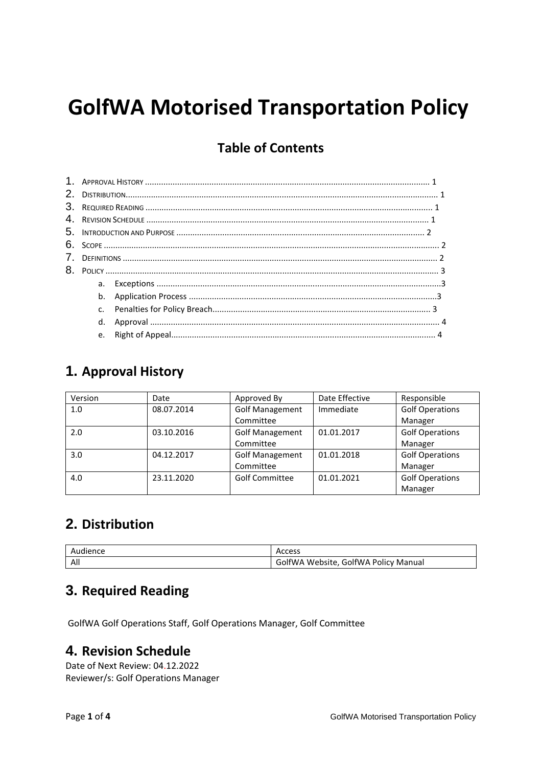# GolfWA Motorised Transportation Policy

## Table of Contents

1. Approval History ........................................................................................................................... 1
2. Distribution...................................................................................................................................... 1
3. Required Reading ........................................................................................................................... 1
4. Revision Schedule .......................................................................................................................... 1
5. Introduction and Purpose ............................................................................................................ 2
6. Scope ............................................................................................................................................... 2
7. Definitions ....................................................................................................................................... 2
8. Policy ............................................................................................................................................... 3
    a. Exceptions ..........................................................................................................................3
    b. Application Process ...........................................................................................................3
    c. Penalties for Policy Breach............................................................................................. 3
    d. Approval ............................................................................................................................ 4
    e. Right of Appeal.................................................................................................................. 4

## 1. Approval History

| Version | Date | Approved By | Date Effective | Responsible |
|---|---|---|---|---|
| 1.0 | 08.07.2014 | Golf Management Committee | Immediate | Golf Operations Manager |
| 2.0 | 03.10.2016 | Golf Management Committee | 01.01.2017 | Golf Operations Manager |
| 3.0 | 04.12.2017 | Golf Management Committee | 01.01.2018 | Golf Operations Manager |
| 4.0 | 23.11.2020 | Golf Committee | 01.01.2021 | Golf Operations Manager |

## 2. Distribution

| Audience | Access |
|---|---|
| All | GolfWA Website, GolfWA Policy Manual |

## 3. Required Reading

GolfWA Golf Operations Staff, Golf Operations Manager, Golf Committee

## 4. Revision Schedule

Date of Next Review: 04.12.2022
Reviewer/s: Golf Operations Manager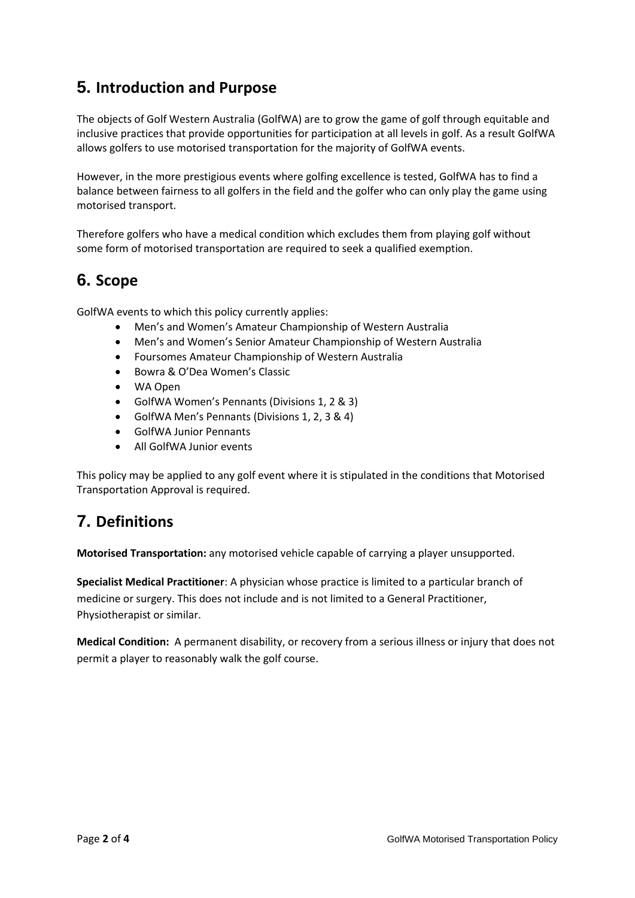## 5. Introduction and Purpose

The objects of Golf Western Australia (GolfWA) are to grow the game of golf through equitable and inclusive practices that provide opportunities for participation at all levels in golf. As a result GolfWA allows golfers to use motorised transportation for the majority of GolfWA events.

However, in the more prestigious events where golfing excellence is tested, GolfWA has to find a balance between fairness to all golfers in the field and the golfer who can only play the game using motorised transport.

Therefore golfers who have a medical condition which excludes them from playing golf without some form of motorised transportation are required to seek a qualified exemption.

## 6. Scope

GolfWA events to which this policy currently applies:

- Men's and Women's Amateur Championship of Western Australia
- Men's and Women's Senior Amateur Championship of Western Australia
- Foursomes Amateur Championship of Western Australia
- Bowra & O'Dea Women's Classic
- WA Open
- GolfWA Women's Pennants (Divisions 1, 2 & 3)
- GolfWA Men's Pennants (Divisions 1, 2, 3 & 4)
- GolfWA Junior Pennants
- All GolfWA Junior events

This policy may be applied to any golf event where it is stipulated in the conditions that Motorised Transportation Approval is required.

## 7. Definitions

**Motorised Transportation:** any motorised vehicle capable of carrying a player unsupported.

**Specialist Medical Practitioner**: A physician whose practice is limited to a particular branch of medicine or surgery. This does not include and is not limited to a General Practitioner, Physiotherapist or similar.

**Medical Condition:** A permanent disability, or recovery from a serious illness or injury that does not permit a player to reasonably walk the golf course.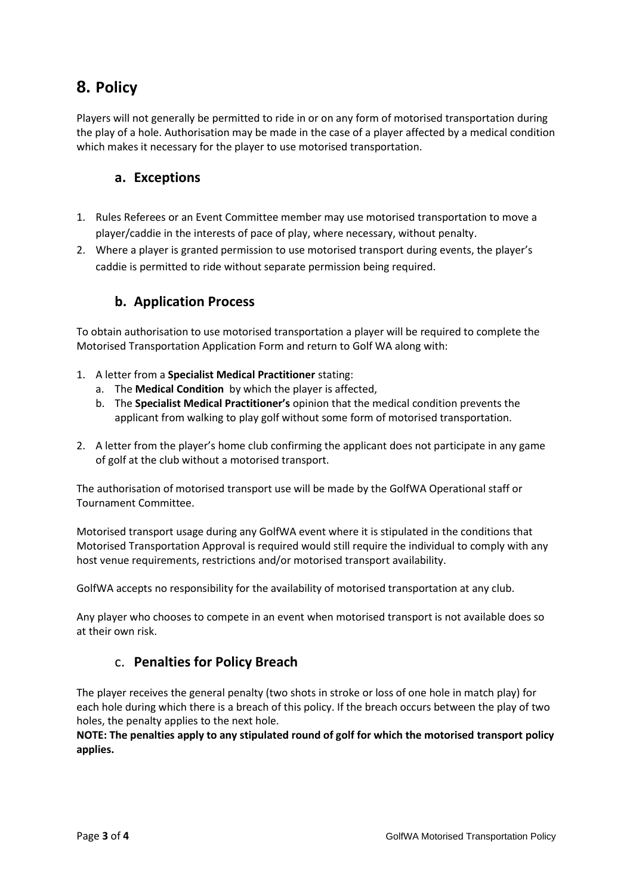# 8. Policy

Players will not generally be permitted to ride in or on any form of motorised transportation during the play of a hole. Authorisation may be made in the case of a player affected by a medical condition which makes it necessary for the player to use motorised transportation.

## a. Exceptions

1. Rules Referees or an Event Committee member may use motorised transportation to move a player/caddie in the interests of pace of play, where necessary, without penalty.
2. Where a player is granted permission to use motorised transport during events, the player's caddie is permitted to ride without separate permission being required.

## b. Application Process

To obtain authorisation to use motorised transportation a player will be required to complete the Motorised Transportation Application Form and return to Golf WA along with:

1. A letter from a **Specialist Medical Practitioner** stating:
   a. The **Medical Condition** by which the player is affected,
   b. The **Specialist Medical Practitioner's** opinion that the medical condition prevents the applicant from walking to play golf without some form of motorised transportation.

2. A letter from the player's home club confirming the applicant does not participate in any game of golf at the club without a motorised transport.

The authorisation of motorised transport use will be made by the GolfWA Operational staff or Tournament Committee.

Motorised transport usage during any GolfWA event where it is stipulated in the conditions that Motorised Transportation Approval is required would still require the individual to comply with any host venue requirements, restrictions and/or motorised transport availability.

GolfWA accepts no responsibility for the availability of motorised transportation at any club.

Any player who chooses to compete in an event when motorised transport is not available does so at their own risk.

## c. Penalties for Policy Breach

The player receives the general penalty (two shots in stroke or loss of one hole in match play) for each hole during which there is a breach of this policy. If the breach occurs between the play of two holes, the penalty applies to the next hole.

**NOTE: The penalties apply to any stipulated round of golf for which the motorised transport policy applies.**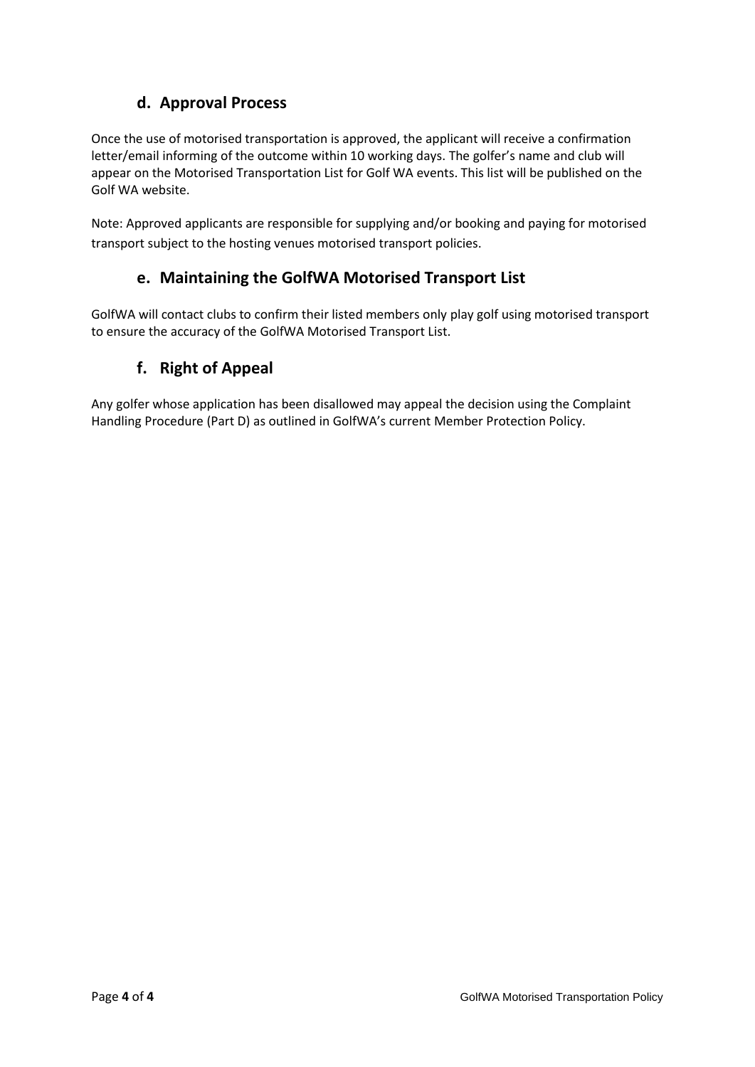## d. Approval Process

Once the use of motorised transportation is approved, the applicant will receive a confirmation letter/email informing of the outcome within 10 working days. The golfer's name and club will appear on the Motorised Transportation List for Golf WA events. This list will be published on the Golf WA website.

Note: Approved applicants are responsible for supplying and/or booking and paying for motorised transport subject to the hosting venues motorised transport policies.

## e. Maintaining the GolfWA Motorised Transport List

GolfWA will contact clubs to confirm their listed members only play golf using motorised transport to ensure the accuracy of the GolfWA Motorised Transport List.

## f. Right of Appeal

Any golfer whose application has been disallowed may appeal the decision using the Complaint Handling Procedure (Part D) as outlined in GolfWA's current Member Protection Policy.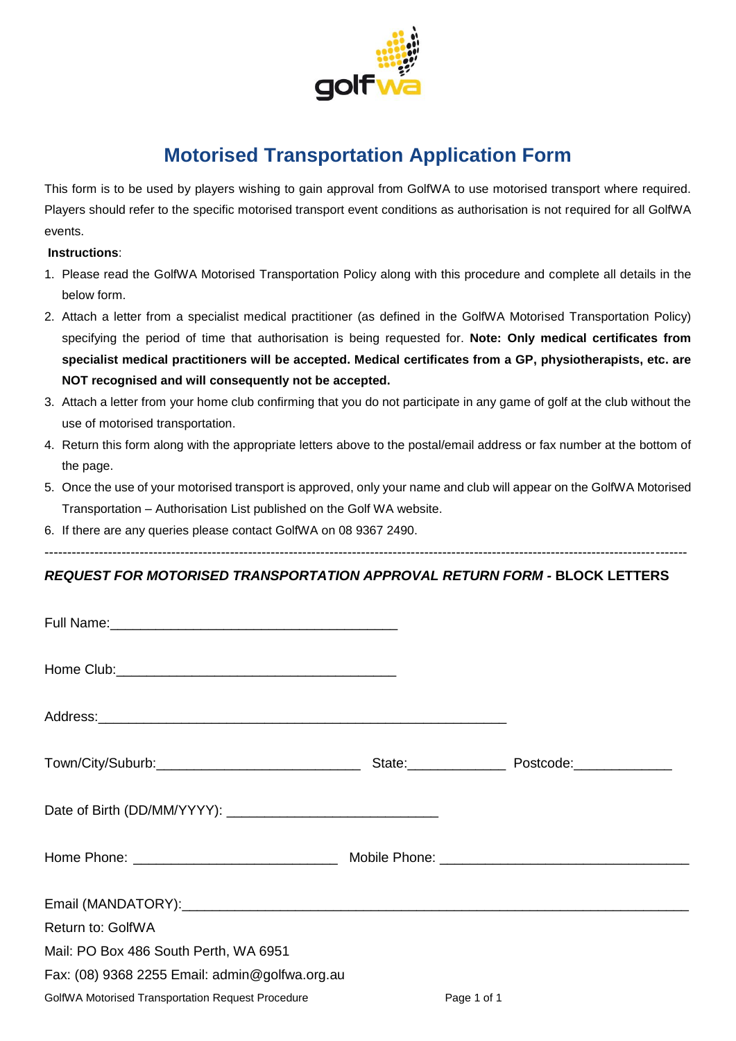# Motorised Transportation Application Form

This form is to be used by players wishing to gain approval from GolfWA to use motorised transport where required. Players should refer to the specific motorised transport event conditions as authorisation is not required for all GolfWA events.

**Instructions**:

1. Please read the GolfWA Motorised Transportation Policy along with this procedure and complete all details in the below form.
2. Attach a letter from a specialist medical practitioner (as defined in the GolfWA Motorised Transportation Policy) specifying the period of time that authorisation is being requested for. **Note: Only medical certificates from specialist medical practitioners will be accepted. Medical certificates from a GP, physiotherapists, etc. are NOT recognised and will consequently not be accepted.**
3. Attach a letter from your home club confirming that you do not participate in any game of golf at the club without the use of motorised transportation.
4. Return this form along with the appropriate letters above to the postal/email address or fax number at the bottom of the page.
5. Once the use of your motorised transport is approved, only your name and club will appear on the GolfWA Motorised Transportation – Authorisation List published on the Golf WA website.
6. If there are any queries please contact GolfWA on 08 9367 2490.

---

***REQUEST FOR MOTORISED TRANSPORTATION APPROVAL RETURN FORM* - BLOCK LETTERS**

Full Name:______________________________________

Home Club:_____________________________________

Address:_______________________________________________________

Town/City/Suburb:___________________________ State:_____________ Postcode:_____________

Date of Birth (DD/MM/YYYY): ____________________________

Home Phone: ___________________________ Mobile Phone: _________________________________

Email (MANDATORY):___________________________________________________________________

Return to: GolfWA

Mail: PO Box 486 South Perth, WA 6951

Fax: (08) 9368 2255 Email: admin@golfwa.org.au